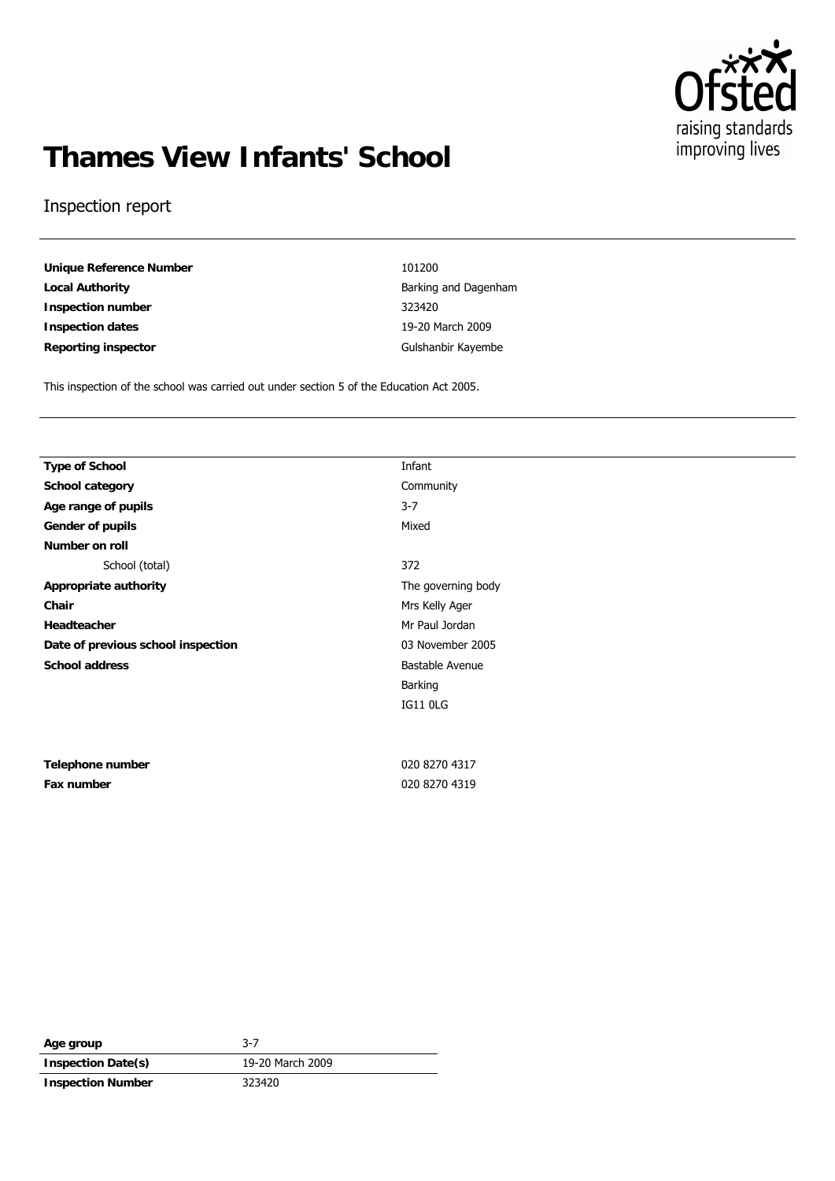# Thames View Infants' School

Inspection report

| | |
|---|---|
| **Unique Reference Number** | 101200 |
| **Local Authority** | Barking and Dagenham |
| **Inspection number** | 323420 |
| **Inspection dates** | 19-20 March 2009 |
| **Reporting inspector** | Gulshanbir Kayembe |

This inspection of the school was carried out under section 5 of the Education Act 2005.

| | |
|---|---|
| **Type of School** | Infant |
| **School category** | Community |
| **Age range of pupils** | 3-7 |
| **Gender of pupils** | Mixed |
| **Number on roll** | |
| School (total) | 372 |
| **Appropriate authority** | The governing body |
| **Chair** | Mrs Kelly Ager |
| **Headteacher** | Mr Paul Jordan |
| **Date of previous school inspection** | 03 November 2005 |
| **School address** | Bastable Avenue<br>Barking<br>IG11 0LG |
| **Telephone number** | 020 8270 4317 |
| **Fax number** | 020 8270 4319 |

| | |
|---|---|
| **Age group** | 3-7 |
| **Inspection Date(s)** | 19-20 March 2009 |
| **Inspection Number** | 323420 |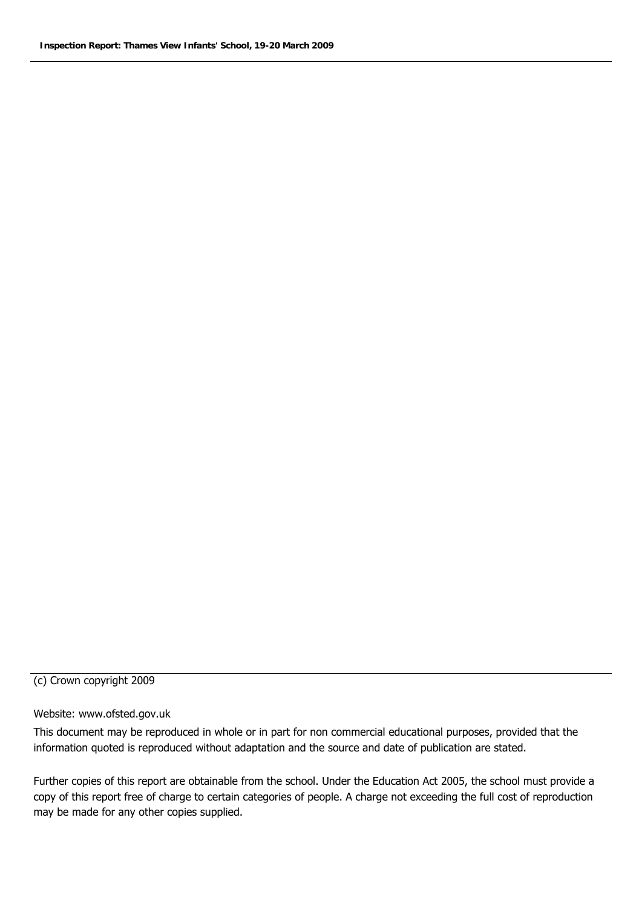(c) Crown copyright 2009

Website: www.ofsted.gov.uk

This document may be reproduced in whole or in part for non commercial educational purposes, provided that the information quoted is reproduced without adaptation and the source and date of publication are stated.

Further copies of this report are obtainable from the school. Under the Education Act 2005, the school must provide a copy of this report free of charge to certain categories of people. A charge not exceeding the full cost of reproduction may be made for any other copies supplied.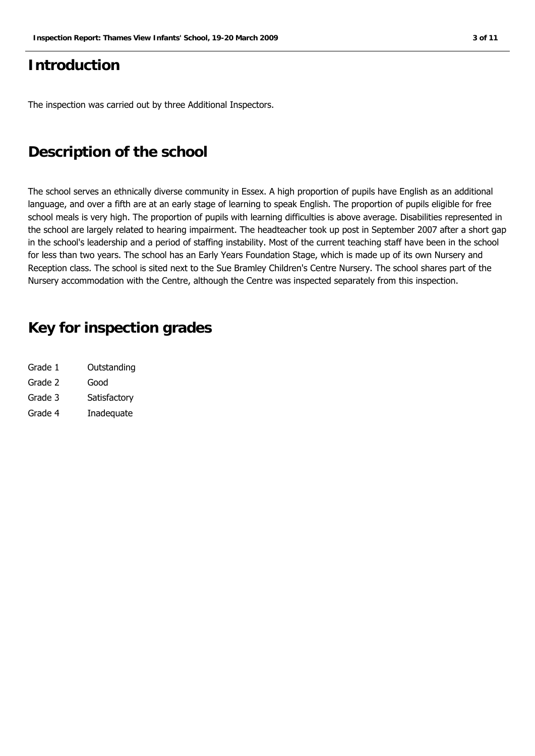## Introduction

The inspection was carried out by three Additional Inspectors.

## Description of the school

The school serves an ethnically diverse community in Essex. A high proportion of pupils have English as an additional language, and over a fifth are at an early stage of learning to speak English. The proportion of pupils eligible for free school meals is very high. The proportion of pupils with learning difficulties is above average. Disabilities represented in the school are largely related to hearing impairment. The headteacher took up post in September 2007 after a short gap in the school's leadership and a period of staffing instability. Most of the current teaching staff have been in the school for less than two years. The school has an Early Years Foundation Stage, which is made up of its own Nursery and Reception class. The school is sited next to the Sue Bramley Children's Centre Nursery. The school shares part of the Nursery accommodation with the Centre, although the Centre was inspected separately from this inspection.

## Key for inspection grades

| | |
|---|---|
| Grade 1 | Outstanding |
| Grade 2 | Good |
| Grade 3 | Satisfactory |
| Grade 4 | Inadequate |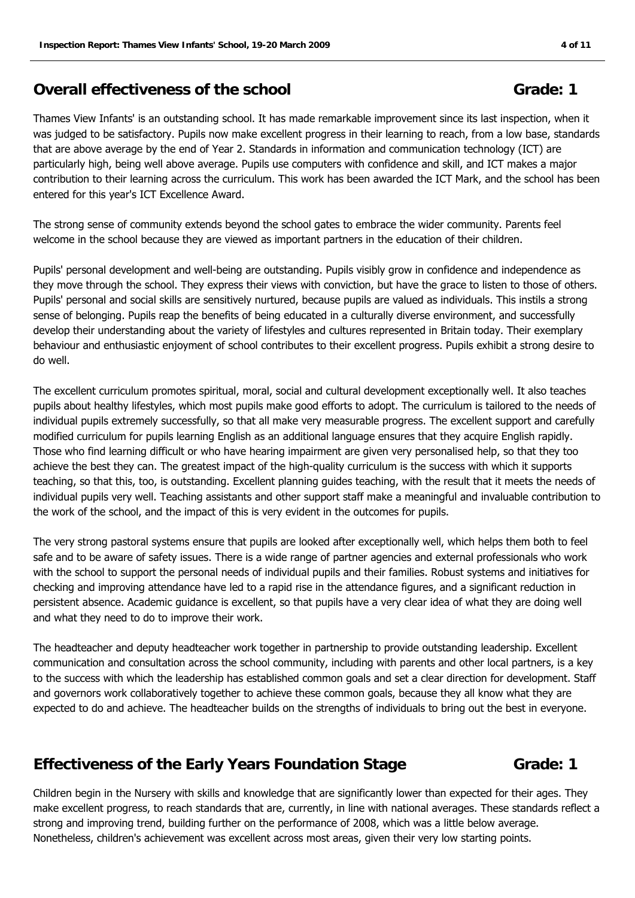## Overall effectiveness of the school **Grade: 1**

Thames View Infants' is an outstanding school. It has made remarkable improvement since its last inspection, when it was judged to be satisfactory. Pupils now make excellent progress in their learning to reach, from a low base, standards that are above average by the end of Year 2. Standards in information and communication technology (ICT) are particularly high, being well above average. Pupils use computers with confidence and skill, and ICT makes a major contribution to their learning across the curriculum. This work has been awarded the ICT Mark, and the school has been entered for this year's ICT Excellence Award.

The strong sense of community extends beyond the school gates to embrace the wider community. Parents feel welcome in the school because they are viewed as important partners in the education of their children.

Pupils' personal development and well-being are outstanding. Pupils visibly grow in confidence and independence as they move through the school. They express their views with conviction, but have the grace to listen to those of others. Pupils' personal and social skills are sensitively nurtured, because pupils are valued as individuals. This instils a strong sense of belonging. Pupils reap the benefits of being educated in a culturally diverse environment, and successfully develop their understanding about the variety of lifestyles and cultures represented in Britain today. Their exemplary behaviour and enthusiastic enjoyment of school contributes to their excellent progress. Pupils exhibit a strong desire to do well.

The excellent curriculum promotes spiritual, moral, social and cultural development exceptionally well. It also teaches pupils about healthy lifestyles, which most pupils make good efforts to adopt. The curriculum is tailored to the needs of individual pupils extremely successfully, so that all make very measurable progress. The excellent support and carefully modified curriculum for pupils learning English as an additional language ensures that they acquire English rapidly. Those who find learning difficult or who have hearing impairment are given very personalised help, so that they too achieve the best they can. The greatest impact of the high-quality curriculum is the success with which it supports teaching, so that this, too, is outstanding. Excellent planning guides teaching, with the result that it meets the needs of individual pupils very well. Teaching assistants and other support staff make a meaningful and invaluable contribution to the work of the school, and the impact of this is very evident in the outcomes for pupils.

The very strong pastoral systems ensure that pupils are looked after exceptionally well, which helps them both to feel safe and to be aware of safety issues. There is a wide range of partner agencies and external professionals who work with the school to support the personal needs of individual pupils and their families. Robust systems and initiatives for checking and improving attendance have led to a rapid rise in the attendance figures, and a significant reduction in persistent absence. Academic guidance is excellent, so that pupils have a very clear idea of what they are doing well and what they need to do to improve their work.

The headteacher and deputy headteacher work together in partnership to provide outstanding leadership. Excellent communication and consultation across the school community, including with parents and other local partners, is a key to the success with which the leadership has established common goals and set a clear direction for development. Staff and governors work collaboratively together to achieve these common goals, because they all know what they are expected to do and achieve. The headteacher builds on the strengths of individuals to bring out the best in everyone.

## Effectiveness of the Early Years Foundation Stage **Grade: 1**

Children begin in the Nursery with skills and knowledge that are significantly lower than expected for their ages. They make excellent progress, to reach standards that are, currently, in line with national averages. These standards reflect a strong and improving trend, building further on the performance of 2008, which was a little below average. Nonetheless, children's achievement was excellent across most areas, given their very low starting points.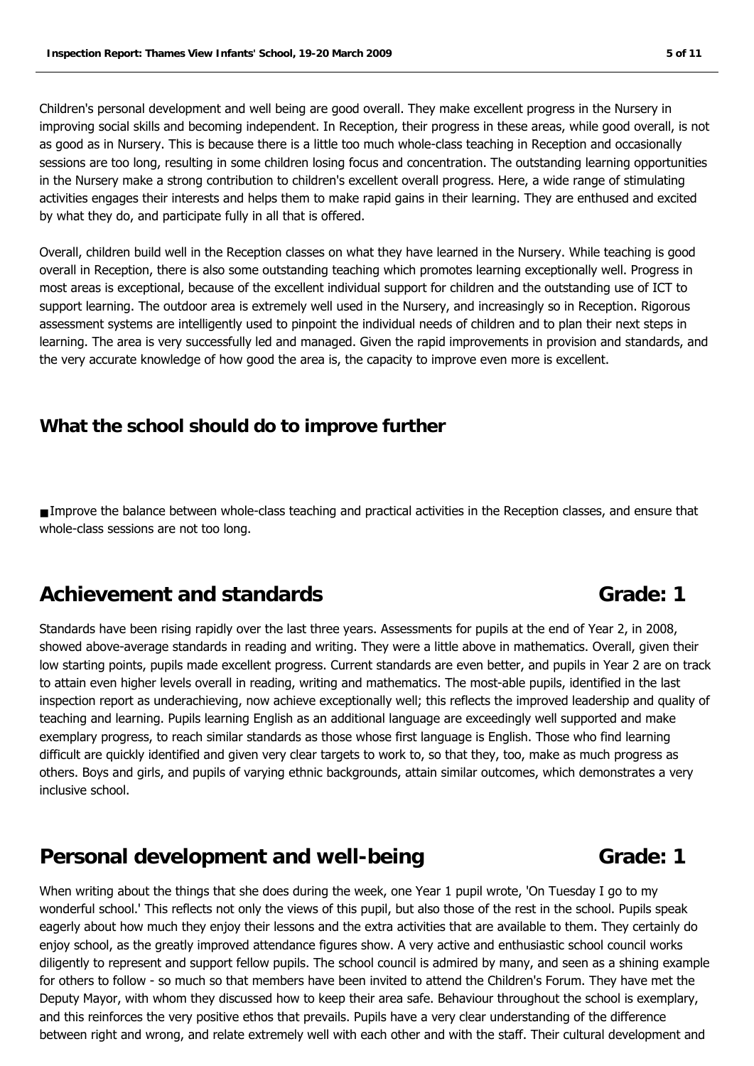Children's personal development and well being are good overall. They make excellent progress in the Nursery in improving social skills and becoming independent. In Reception, their progress in these areas, while good overall, is not as good as in Nursery. This is because there is a little too much whole-class teaching in Reception and occasionally sessions are too long, resulting in some children losing focus and concentration. The outstanding learning opportunities in the Nursery make a strong contribution to children's excellent overall progress. Here, a wide range of stimulating activities engages their interests and helps them to make rapid gains in their learning. They are enthused and excited by what they do, and participate fully in all that is offered.

Overall, children build well in the Reception classes on what they have learned in the Nursery. While teaching is good overall in Reception, there is also some outstanding teaching which promotes learning exceptionally well. Progress in most areas is exceptional, because of the excellent individual support for children and the outstanding use of ICT to support learning. The outdoor area is extremely well used in the Nursery, and increasingly so in Reception. Rigorous assessment systems are intelligently used to pinpoint the individual needs of children and to plan their next steps in learning. The area is very successfully led and managed. Given the rapid improvements in provision and standards, and the very accurate knowledge of how good the area is, the capacity to improve even more is excellent.

### What the school should do to improve further

- Improve the balance between whole-class teaching and practical activities in the Reception classes, and ensure that whole-class sessions are not too long.

## Achievement and standards — Grade: 1

Standards have been rising rapidly over the last three years. Assessments for pupils at the end of Year 2, in 2008, showed above-average standards in reading and writing. They were a little above in mathematics. Overall, given their low starting points, pupils made excellent progress. Current standards are even better, and pupils in Year 2 are on track to attain even higher levels overall in reading, writing and mathematics. The most-able pupils, identified in the last inspection report as underachieving, now achieve exceptionally well; this reflects the improved leadership and quality of teaching and learning. Pupils learning English as an additional language are exceedingly well supported and make exemplary progress, to reach similar standards as those whose first language is English. Those who find learning difficult are quickly identified and given very clear targets to work to, so that they, too, make as much progress as others. Boys and girls, and pupils of varying ethnic backgrounds, attain similar outcomes, which demonstrates a very inclusive school.

## Personal development and well-being — Grade: 1

When writing about the things that she does during the week, one Year 1 pupil wrote, 'On Tuesday I go to my wonderful school.' This reflects not only the views of this pupil, but also those of the rest in the school. Pupils speak eagerly about how much they enjoy their lessons and the extra activities that are available to them. They certainly do enjoy school, as the greatly improved attendance figures show. A very active and enthusiastic school council works diligently to represent and support fellow pupils. The school council is admired by many, and seen as a shining example for others to follow - so much so that members have been invited to attend the Children's Forum. They have met the Deputy Mayor, with whom they discussed how to keep their area safe. Behaviour throughout the school is exemplary, and this reinforces the very positive ethos that prevails. Pupils have a very clear understanding of the difference between right and wrong, and relate extremely well with each other and with the staff. Their cultural development and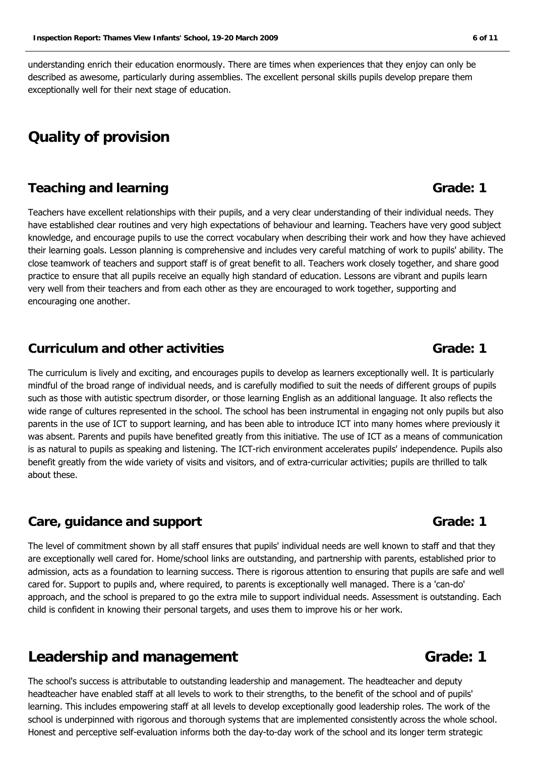understanding enrich their education enormously. There are times when experiences that they enjoy can only be described as awesome, particularly during assemblies. The excellent personal skills pupils develop prepare them exceptionally well for their next stage of education.

# Quality of provision

## Teaching and learning — Grade: 1

Teachers have excellent relationships with their pupils, and a very clear understanding of their individual needs. They have established clear routines and very high expectations of behaviour and learning. Teachers have very good subject knowledge, and encourage pupils to use the correct vocabulary when describing their work and how they have achieved their learning goals. Lesson planning is comprehensive and includes very careful matching of work to pupils' ability. The close teamwork of teachers and support staff is of great benefit to all. Teachers work closely together, and share good practice to ensure that all pupils receive an equally high standard of education. Lessons are vibrant and pupils learn very well from their teachers and from each other as they are encouraged to work together, supporting and encouraging one another.

## Curriculum and other activities — Grade: 1

The curriculum is lively and exciting, and encourages pupils to develop as learners exceptionally well. It is particularly mindful of the broad range of individual needs, and is carefully modified to suit the needs of different groups of pupils such as those with autistic spectrum disorder, or those learning English as an additional language. It also reflects the wide range of cultures represented in the school. The school has been instrumental in engaging not only pupils but also parents in the use of ICT to support learning, and has been able to introduce ICT into many homes where previously it was absent. Parents and pupils have benefited greatly from this initiative. The use of ICT as a means of communication is as natural to pupils as speaking and listening. The ICT-rich environment accelerates pupils' independence. Pupils also benefit greatly from the wide variety of visits and visitors, and of extra-curricular activities; pupils are thrilled to talk about these.

## Care, guidance and support — Grade: 1

The level of commitment shown by all staff ensures that pupils' individual needs are well known to staff and that they are exceptionally well cared for. Home/school links are outstanding, and partnership with parents, established prior to admission, acts as a foundation to learning success. There is rigorous attention to ensuring that pupils are safe and well cared for. Support to pupils and, where required, to parents is exceptionally well managed. There is a 'can-do' approach, and the school is prepared to go the extra mile to support individual needs. Assessment is outstanding. Each child is confident in knowing their personal targets, and uses them to improve his or her work.

# Leadership and management — Grade: 1

The school's success is attributable to outstanding leadership and management. The headteacher and deputy headteacher have enabled staff at all levels to work to their strengths, to the benefit of the school and of pupils' learning. This includes empowering staff at all levels to develop exceptionally good leadership roles. The work of the school is underpinned with rigorous and thorough systems that are implemented consistently across the whole school. Honest and perceptive self-evaluation informs both the day-to-day work of the school and its longer term strategic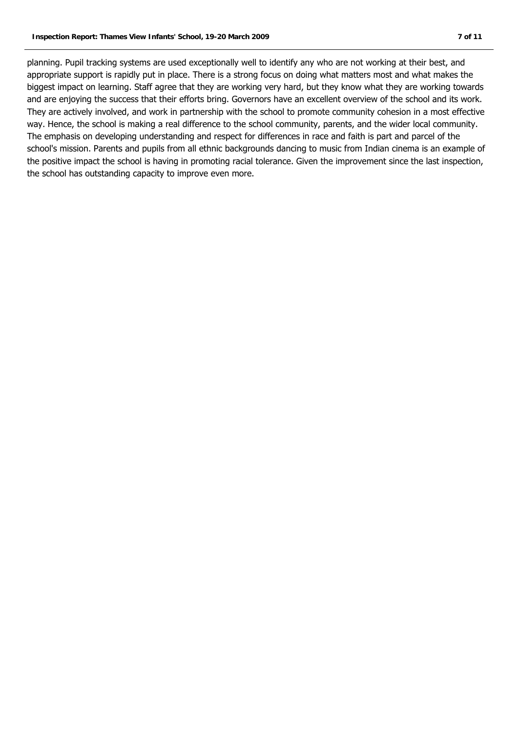planning. Pupil tracking systems are used exceptionally well to identify any who are not working at their best, and appropriate support is rapidly put in place. There is a strong focus on doing what matters most and what makes the biggest impact on learning. Staff agree that they are working very hard, but they know what they are working towards and are enjoying the success that their efforts bring. Governors have an excellent overview of the school and its work. They are actively involved, and work in partnership with the school to promote community cohesion in a most effective way. Hence, the school is making a real difference to the school community, parents, and the wider local community. The emphasis on developing understanding and respect for differences in race and faith is part and parcel of the school's mission. Parents and pupils from all ethnic backgrounds dancing to music from Indian cinema is an example of the positive impact the school is having in promoting racial tolerance. Given the improvement since the last inspection, the school has outstanding capacity to improve even more.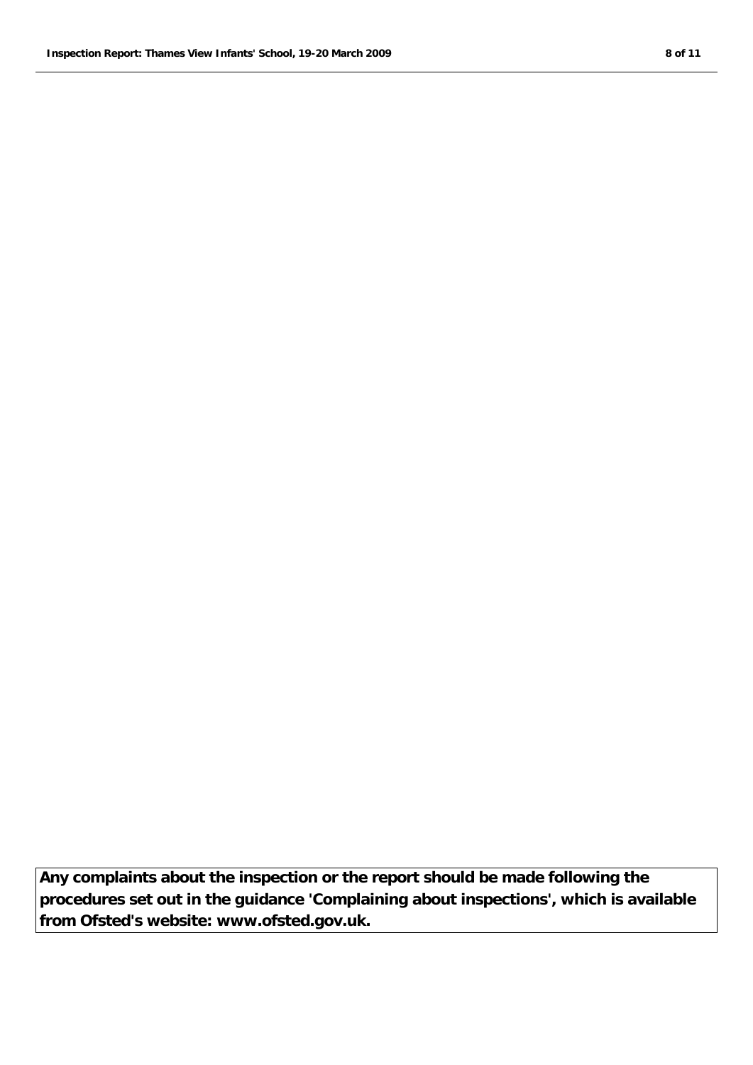**Any complaints about the inspection or the report should be made following the procedures set out in the guidance 'Complaining about inspections', which is available from Ofsted's website: www.ofsted.gov.uk.**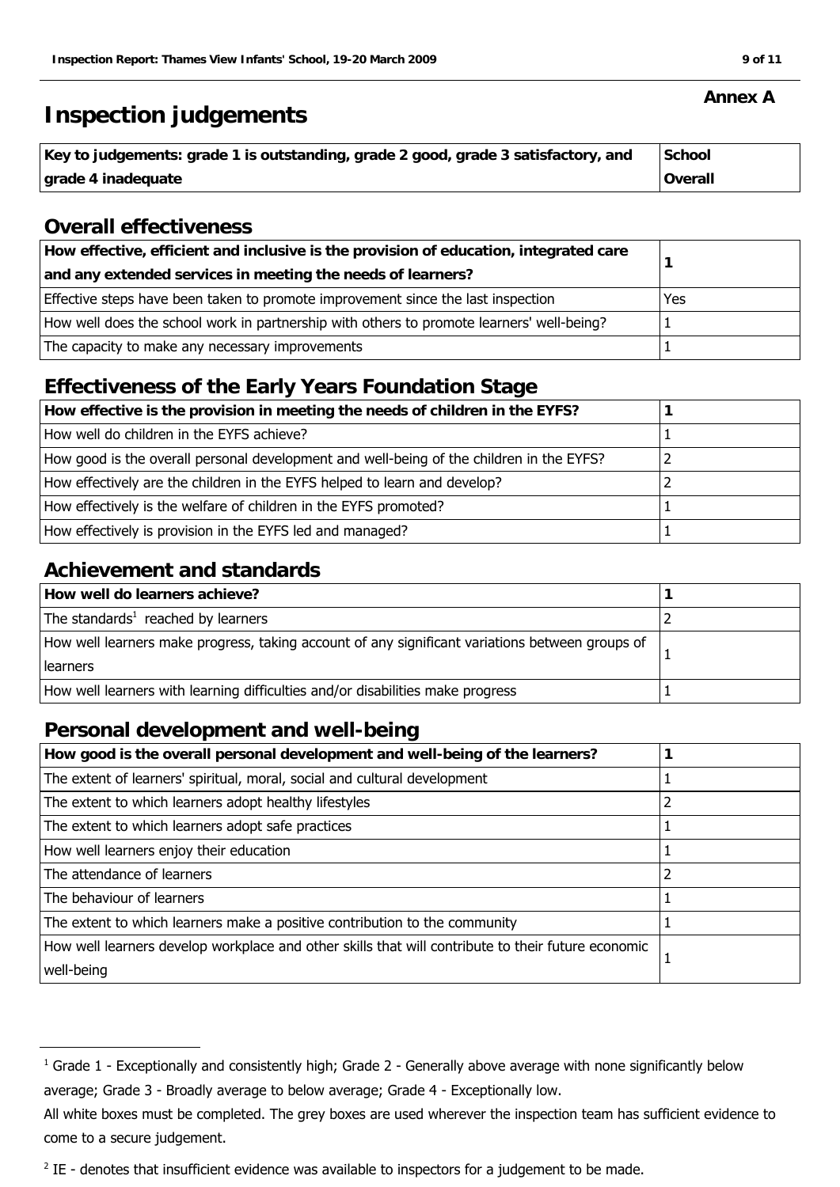**Annex A**

# Inspection judgements

| Key to judgements: grade 1 is outstanding, grade 2 good, grade 3 satisfactory, and grade 4 inadequate | School Overall |
|---|---|

## Overall effectiveness

| How effective, efficient and inclusive is the provision of education, integrated care and any extended services in meeting the needs of learners? | 1 |
|---|---|
| Effective steps have been taken to promote improvement since the last inspection | Yes |
| How well does the school work in partnership with others to promote learners' well-being? | 1 |
| The capacity to make any necessary improvements | 1 |

## Effectiveness of the Early Years Foundation Stage

| How effective is the provision in meeting the needs of children in the EYFS? | 1 |
|---|---|
| How well do children in the EYFS achieve? | 1 |
| How good is the overall personal development and well-being of the children in the EYFS? | 2 |
| How effectively are the children in the EYFS helped to learn and develop? | 2 |
| How effectively is the welfare of children in the EYFS promoted? | 1 |
| How effectively is provision in the EYFS led and managed? | 1 |

## Achievement and standards

| How well do learners achieve? | 1 |
|---|---|
| The standards[1] reached by learners | 2 |
| How well learners make progress, taking account of any significant variations between groups of learners | 1 |
| How well learners with learning difficulties and/or disabilities make progress | 1 |

## Personal development and well-being

| How good is the overall personal development and well-being of the learners? | 1 |
|---|---|
| The extent of learners' spiritual, moral, social and cultural development | 1 |
| The extent to which learners adopt healthy lifestyles | 2 |
| The extent to which learners adopt safe practices | 1 |
| How well learners enjoy their education | 1 |
| The attendance of learners | 2 |
| The behaviour of learners | 1 |
| The extent to which learners make a positive contribution to the community | 1 |
| How well learners develop workplace and other skills that will contribute to their future economic well-being | 1 |

[1] Grade 1 - Exceptionally and consistently high; Grade 2 - Generally above average with none significantly below average; Grade 3 - Broadly average to below average; Grade 4 - Exceptionally low.

All white boxes must be completed. The grey boxes are used wherever the inspection team has sufficient evidence to come to a secure judgement.

[2] IE - denotes that insufficient evidence was available to inspectors for a judgement to be made.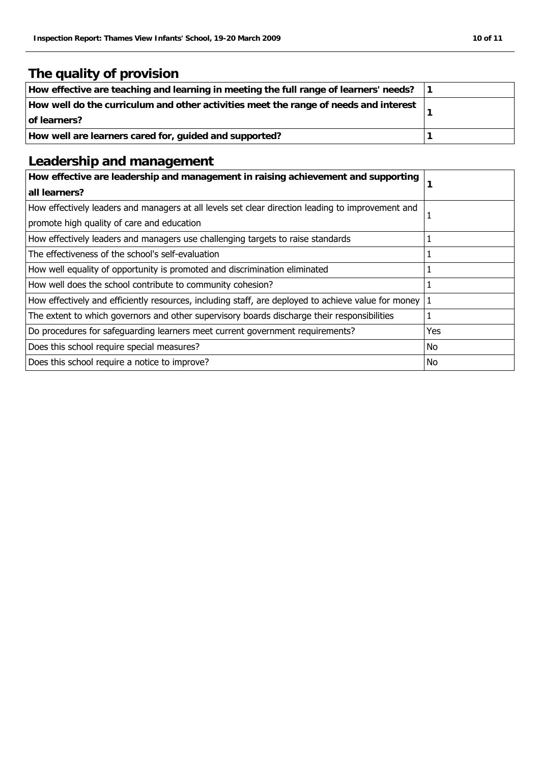## The quality of provision

| | |
|---|---|
| **How effective are teaching and learning in meeting the full range of learners' needs?** | **1** |
| **How well do the curriculum and other activities meet the range of needs and interest of learners?** | **1** |
| **How well are learners cared for, guided and supported?** | **1** |

## Leadership and management

| | |
|---|---|
| **How effective are leadership and management in raising achievement and supporting all learners?** | **1** |
| How effectively leaders and managers at all levels set clear direction leading to improvement and promote high quality of care and education | 1 |
| How effectively leaders and managers use challenging targets to raise standards | 1 |
| The effectiveness of the school's self-evaluation | 1 |
| How well equality of opportunity is promoted and discrimination eliminated | 1 |
| How well does the school contribute to community cohesion? | 1 |
| How effectively and efficiently resources, including staff, are deployed to achieve value for money | 1 |
| The extent to which governors and other supervisory boards discharge their responsibilities | 1 |
| Do procedures for safeguarding learners meet current government requirements? | Yes |
| Does this school require special measures? | No |
| Does this school require a notice to improve? | No |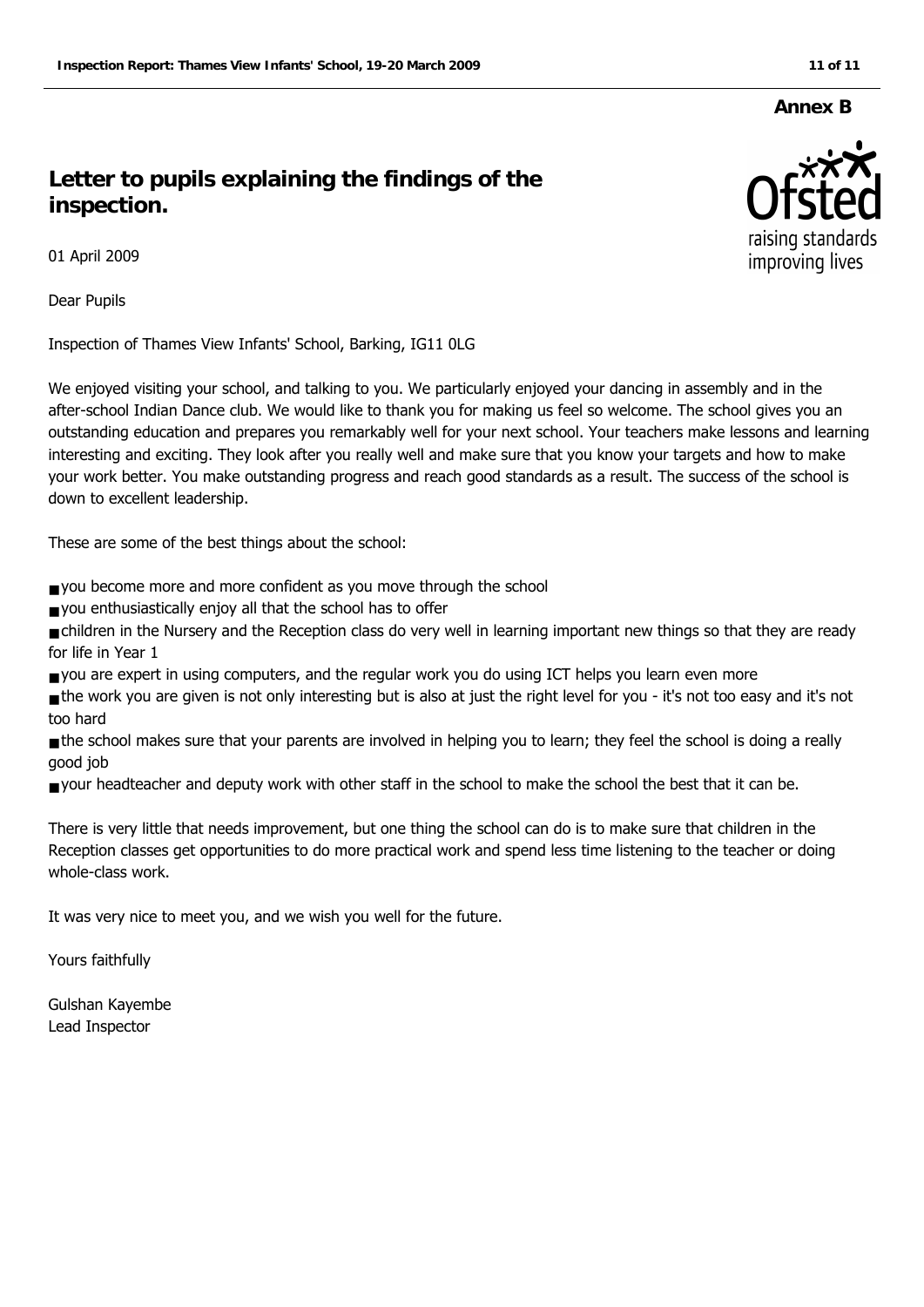**Annex B**

## Letter to pupils explaining the findings of the inspection.

01 April 2009

Dear Pupils

Inspection of Thames View Infants' School, Barking, IG11 0LG

We enjoyed visiting your school, and talking to you. We particularly enjoyed your dancing in assembly and in the after-school Indian Dance club. We would like to thank you for making us feel so welcome. The school gives you an outstanding education and prepares you remarkably well for your next school. Your teachers make lessons and learning interesting and exciting. They look after you really well and make sure that you know your targets and how to make your work better. You make outstanding progress and reach good standards as a result. The success of the school is down to excellent leadership.

These are some of the best things about the school:

- you become more and more confident as you move through the school
- you enthusiastically enjoy all that the school has to offer
- children in the Nursery and the Reception class do very well in learning important new things so that they are ready for life in Year 1
- you are expert in using computers, and the regular work you do using ICT helps you learn even more
- the work you are given is not only interesting but is also at just the right level for you - it's not too easy and it's not too hard
- the school makes sure that your parents are involved in helping you to learn; they feel the school is doing a really good job
- your headteacher and deputy work with other staff in the school to make the school the best that it can be.

There is very little that needs improvement, but one thing the school can do is to make sure that children in the Reception classes get opportunities to do more practical work and spend less time listening to the teacher or doing whole-class work.

It was very nice to meet you, and we wish you well for the future.

Yours faithfully

Gulshan Kayembe
Lead Inspector